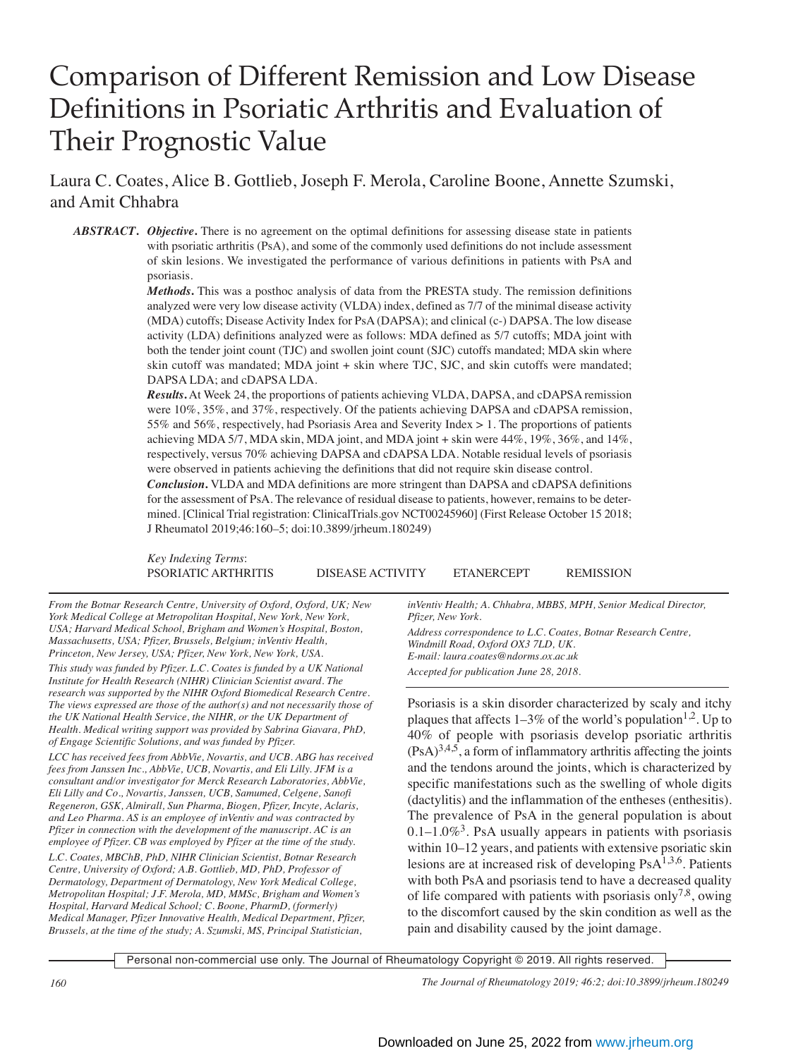# Comparison of Different Remission and Low Disease Definitions in Psoriatic Arthritis and Evaluation of Their Prognostic Value

Laura C. Coates, Alice B. Gottlieb, Joseph F. Merola, Caroline Boone, Annette Szumski, and Amit Chhabra

***ABSTRACT.*** ***Objective.*** There is no agreement on the optimal definitions for assessing disease state in patients with psoriatic arthritis (PsA), and some of the commonly used definitions do not include assessment of skin lesions. We investigated the performance of various definitions in patients with PsA and psoriasis.

***Methods.*** This was a posthoc analysis of data from the PRESTA study. The remission definitions analyzed were very low disease activity (VLDA) index, defined as 7/7 of the minimal disease activity (MDA) cutoffs; Disease Activity Index for PsA (DAPSA); and clinical (c-) DAPSA. The low disease activity (LDA) definitions analyzed were as follows: MDA defined as 5/7 cutoffs; MDA joint with both the tender joint count (TJC) and swollen joint count (SJC) cutoffs mandated; MDA skin where skin cutoff was mandated; MDA joint + skin where TJC, SJC, and skin cutoffs were mandated; DAPSA LDA; and cDAPSA LDA.

***Results.*** At Week 24, the proportions of patients achieving VLDA, DAPSA, and cDAPSA remission were 10%, 35%, and 37%, respectively. Of the patients achieving DAPSA and cDAPSA remission, 55% and 56%, respectively, had Psoriasis Area and Severity Index > 1. The proportions of patients achieving MDA 5/7, MDA skin, MDA joint, and MDA joint + skin were 44%, 19%, 36%, and 14%, respectively, versus 70% achieving DAPSA and cDAPSA LDA. Notable residual levels of psoriasis were observed in patients achieving the definitions that did not require skin disease control.

***Conclusion.*** VLDA and MDA definitions are more stringent than DAPSA and cDAPSA definitions for the assessment of PsA. The relevance of residual disease to patients, however, remains to be determined. [Clinical Trial registration: ClinicalTrials.gov NCT00245960] (First Release October 15 2018; J Rheumatol 2019;46:160–5; doi:10.3899/jrheum.180249)

*Key Indexing Terms*:
PSORIATIC ARTHRITIS    DISEASE ACTIVITY    ETANERCEPT    REMISSION

*From the Botnar Research Centre, University of Oxford, Oxford, UK; New York Medical College at Metropolitan Hospital, New York, New York, USA; Harvard Medical School, Brigham and Women's Hospital, Boston, Massachusetts, USA; Pfizer, Brussels, Belgium; inVentiv Health, Princeton, New Jersey, USA; Pfizer, New York, New York, USA.*

*This study was funded by Pfizer. L.C. Coates is funded by a UK National Institute for Health Research (NIHR) Clinician Scientist award. The research was supported by the NIHR Oxford Biomedical Research Centre. The views expressed are those of the author(s) and not necessarily those of the UK National Health Service, the NIHR, or the UK Department of Health. Medical writing support was provided by Sabrina Giavara, PhD, of Engage Scientific Solutions, and was funded by Pfizer.*

*LCC has received fees from AbbVie, Novartis, and UCB. ABG has received fees from Janssen Inc., AbbVie, UCB, Novartis, and Eli Lilly. JFM is a consultant and/or investigator for Merck Research Laboratories, AbbVie, Eli Lilly and Co., Novartis, Janssen, UCB, Samumed, Celgene, Sanofi Regeneron, GSK, Almirall, Sun Pharma, Biogen, Pfizer, Incyte, Aclaris, and Leo Pharma. AS is an employee of inVentiv and was contracted by Pfizer in connection with the development of the manuscript. AC is an employee of Pfizer. CB was employed by Pfizer at the time of the study.*

*L.C. Coates, MBChB, PhD, NIHR Clinician Scientist, Botnar Research Centre, University of Oxford; A.B. Gottlieb, MD, PhD, Professor of Dermatology, Department of Dermatology, New York Medical College, Metropolitan Hospital; J.F. Merola, MD, MMSc, Brigham and Women's Hospital, Harvard Medical School; C. Boone, PharmD, (formerly) Medical Manager, Pfizer Innovative Health, Medical Department, Pfizer, Brussels, at the time of the study; A. Szumski, MS, Principal Statistician, inVentiv Health; A. Chhabra, MBBS, MPH, Senior Medical Director, Pfizer, New York.*

*Address correspondence to L.C. Coates, Botnar Research Centre, Windmill Road, Oxford OX3 7LD, UK. E-mail: laura.coates@ndorms.ox.ac.uk*

*Accepted for publication June 28, 2018.*

Psoriasis is a skin disorder characterized by scaly and itchy plaques that affects 1–3% of the world's population[1,2]. Up to 40% of people with psoriasis develop psoriatic arthritis (PsA)[3,4,5], a form of inflammatory arthritis affecting the joints and the tendons around the joints, which is characterized by specific manifestations such as the swelling of whole digits (dactylitis) and the inflammation of the entheses (enthesitis). The prevalence of PsA in the general population is about 0.1–1.0%[3]. PsA usually appears in patients with psoriasis within 10–12 years, and patients with extensive psoriatic skin lesions are at increased risk of developing PsA[1,3,6]. Patients with both PsA and psoriasis tend to have a decreased quality of life compared with patients with psoriasis only[7,8], owing to the discomfort caused by the skin condition as well as the pain and disability caused by the joint damage.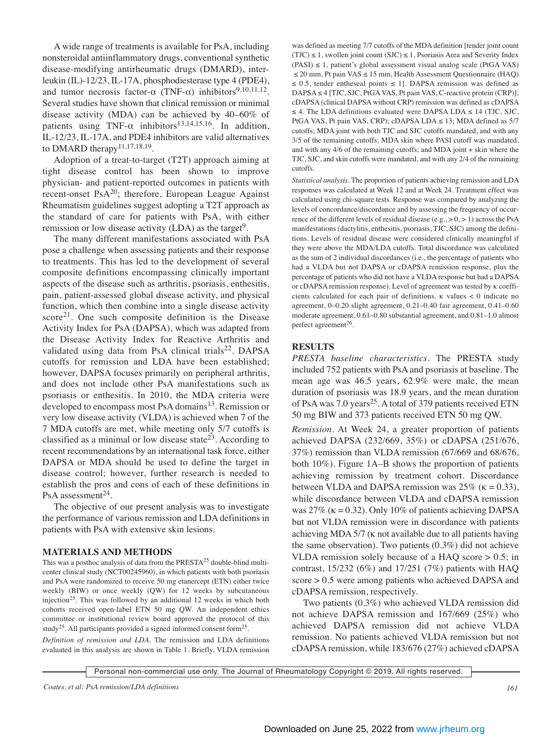A wide range of treatments is available for PsA, including nonsteroidal antiinflammatory drugs, conventional synthetic disease-modifying antirheumatic drugs (DMARD), interleukin (IL)-12/23, IL-17A, phosphodiesterase type 4 (PDE4), and tumor necrosis factor-α (TNF-α) inhibitors[9,10,11,12]. Several studies have shown that clinical remission or minimal disease activity (MDA) can be achieved by 40–60% of patients using TNF-α inhibitors[13,14,15,16]. In addition, IL-12/23, IL-17A, and PDE4 inhibitors are valid alternatives to DMARD therapy[11,17,18,19].

Adoption of a treat-to-target (T2T) approach aiming at tight disease control has been shown to improve physician- and patient-reported outcomes in patients with recent-onset PsA[20]; therefore, European League Against Rheumatism guidelines suggest adopting a T2T approach as the standard of care for patients with PsA, with either remission or low disease activity (LDA) as the target[9].

The many different manifestations associated with PsA pose a challenge when assessing patients and their response to treatments. This has led to the development of several composite definitions encompassing clinically important aspects of the disease such as arthritis, psoriasis, enthesitis, pain, patient-assessed global disease activity, and physical function, which then combine into a single disease activity score[21]. One such composite definition is the Disease Activity Index for PsA (DAPSA), which was adapted from the Disease Activity Index for Reactive Arthritis and validated using data from PsA clinical trials[22]. DAPSA cutoffs for remission and LDA have been established; however, DAPSA focuses primarily on peripheral arthritis, and does not include other PsA manifestations such as psoriasis or enthesitis. In 2010, the MDA criteria were developed to encompass most PsA domains[13]. Remission or very low disease activity (VLDA) is achieved when 7 of the 7 MDA cutoffs are met, while meeting only 5/7 cutoffs is classified as a minimal or low disease state[23]. According to recent recommendations by an international task force, either DAPSA or MDA should be used to define the target in disease control; however, further research is needed to establish the pros and cons of each of these definitions in PsA assessment[24].

The objective of our present analysis was to investigate the performance of various remission and LDA definitions in patients with PsA with extensive skin lesions.

## MATERIALS AND METHODS

This was a posthoc analysis of data from the PRESTA[25] double-blind multicenter clinical study (NCT00245960), in which patients with both psoriasis and PsA were randomized to receive 50 mg etanercept (ETN) either twice weekly (BIW) or once weekly (QW) for 12 weeks by subcutaneous injection[25]. This was followed by an additional 12 weeks in which both cohorts received open-label ETN 50 mg QW. An independent ethics committee or institutional review board approved the protocol of this study[25]. All participants provided a signed informed consent form[25].

*Definition of remission and LDA.* The remission and LDA definitions evaluated in this analysis are shown in Table 1. Briefly, VLDA remission was defined as meeting 7/7 cutoffs of the MDA definition [tender joint count (TJC) ≤ 1, swollen joint count (SJC) ≤ 1, Psoriasis Area and Severity Index (PASI) ≤ 1, patient's global assessment visual analog scale (PtGA VAS) ≤ 20 mm, Pt pain VAS ≤ 15 mm, Health Assessment Questionnaire (HAQ) ≤ 0.5, tender entheseal points ≤ 1]. DAPSA remission was defined as DAPSA ≤ 4 [TJC, SJC, PtGA VAS, Pt pain VAS, C-reactive protein (CRP)]; cDAPSA (clinical DAPSA without CRP) remission was defined as cDAPSA ≤ 4. The LDA definitions evaluated were DAPSA LDA ≤ 14 (TJC, SJC, PtGA VAS, Pt pain VAS, CRP); cDAPSA LDA ≤ 13; MDA defined as 5/7 cutoffs; MDA joint with both TJC and SJC cutoffs mandated, and with any 3/5 of the remaining cutoffs; MDA skin where PASI cutoff was mandated, and with any 4/6 of the remaining cutoffs; and MDA joint + skin where the TJC, SJC, and skin cutoffs were mandated, and with any 2/4 of the remaining cutoffs.

*Statistical analysis.* The proportion of patients achieving remission and LDA responses was calculated at Week 12 and at Week 24. Treatment effect was calculated using chi-square tests. Response was compared by analyzing the levels of concordance/discordance and by assessing the frequency of occurrence of the different levels of residual disease (e.g., > 0, > 1) across the PsA manifestations (dactylitis, enthesitis, psoriasis, TJC, SJC) among the definitions. Levels of residual disease were considered clinically meaningful if they were above the MDA/LDA cutoffs. Total discordance was calculated as the sum of 2 individual discordances (i.e., the percentage of patients who had a VLDA but not DAPSA or cDAPSA remission response, plus the percentage of patients who did not have a VLDA response but had a DAPSA or cDAPSA remission response). Level of agreement was tested by κ coefficients calculated for each pair of definitions. κ values < 0 indicate no agreement, 0–0.20 slight agreement, 0.21–0.40 fair agreement, 0.41–0.60 moderate agreement, 0.61–0.80 substantial agreement, and 0.81–1.0 almost perfect agreement[26].

## RESULTS

*PRESTA baseline characteristics.* The PRESTA study included 752 patients with PsA and psoriasis at baseline. The mean age was 46.5 years, 62.9% were male, the mean duration of psoriasis was 18.9 years, and the mean duration of PsA was 7.0 years[25]. A total of 379 patients received ETN 50 mg BIW and 373 patients received ETN 50 mg QW.

*Remission.* At Week 24, a greater proportion of patients achieved DAPSA (232/669, 35%) or cDAPSA (251/676, 37%) remission than VLDA remission (67/669 and 68/676, both 10%). Figure 1A–B shows the proportion of patients achieving remission by treatment cohort. Discordance between VLDA and DAPSA remission was 25% (κ = 0.33), while discordance between VLDA and cDAPSA remission was 27% (κ = 0.32). Only 10% of patients achieving DAPSA but not VLDA remission were in discordance with patients achieving MDA 5/7 (κ not available due to all patients having the same observation). Two patients (0.3%) did not achieve VLDA remission solely because of a HAQ score > 0.5; in contrast, 15/232 (6%) and 17/251 (7%) patients with HAQ score > 0.5 were among patients who achieved DAPSA and cDAPSA remission, respectively.

Two patients (0.3%) who achieved VLDA remission did not achieve DAPSA remission and 167/669 (25%) who achieved DAPSA remission did not achieve VLDA remission. No patients achieved VLDA remission but not cDAPSA remission, while 183/676 (27%) achieved cDAPSA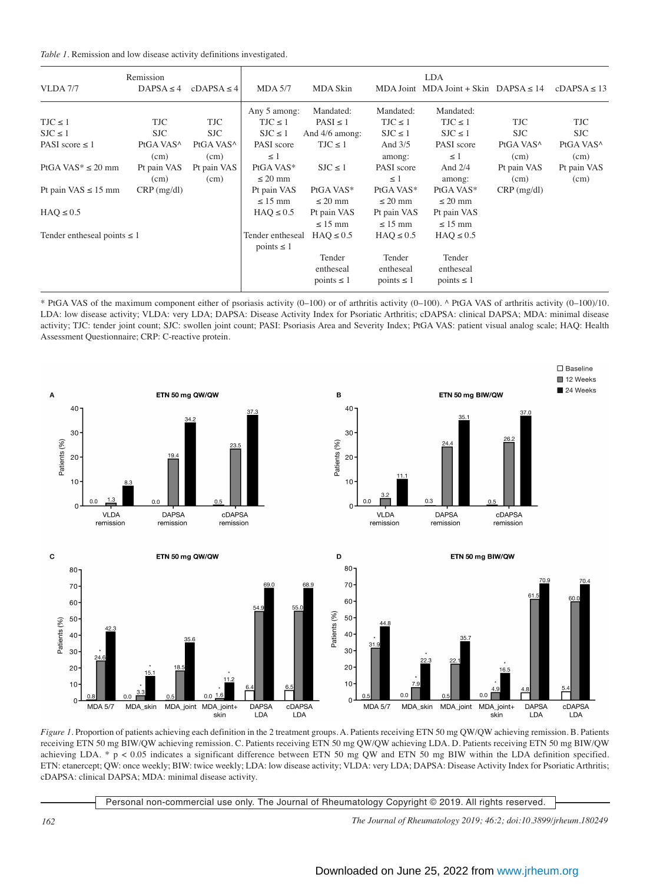*Table 1*. Remission and low disease activity definitions investigated.

| Remission | | | LDA | | | | | |
|---|---|---|---|---|---|---|---|---|
| VLDA 7/7 | DAPSA ≤ 4 | cDAPSA ≤ 4 | MDA 5/7 | MDA Skin | MDA Joint | MDA Joint + Skin | DAPSA ≤ 14 | cDAPSA ≤ 13 |
| | | | Any 5 among: | Mandated: | Mandated: | Mandated: | | |
| TJC ≤ 1 | TJC | TJC | TJC ≤ 1 | PASI ≤ 1 | TJC ≤ 1 | TJC ≤ 1 | TJC | TJC |
| SJC ≤ 1 | SJC | SJC | SJC ≤ 1 | And 4/6 among: | SJC ≤ 1 | SJC ≤ 1 | SJC | SJC |
| PASI score ≤ 1 | PtGA VAS^ (cm) | PtGA VAS^ (cm) | PASI score ≤ 1 | TJC ≤ 1 | And 3/5 among: | PASI score ≤ 1 | PtGA VAS^ (cm) | PtGA VAS^ (cm) |
| PtGA VAS* ≤ 20 mm | Pt pain VAS (cm) | Pt pain VAS (cm) | PtGA VAS* ≤ 20 mm | SJC ≤ 1 | PASI score ≤ 1 | And 2/4 among: | Pt pain VAS (cm) | Pt pain VAS (cm) |
| Pt pain VAS ≤ 15 mm | CRP (mg/dl) | | Pt pain VAS ≤ 15 mm | PtGA VAS* ≤ 20 mm | PtGA VAS* ≤ 20 mm | PtGA VAS* ≤ 20 mm | CRP (mg/dl) | |
| HAQ ≤ 0.5 | | | HAQ ≤ 0.5 | Pt pain VAS ≤ 15 mm | Pt pain VAS ≤ 15 mm | Pt pain VAS ≤ 15 mm | | |
| Tender entheseal points ≤ 1 | | | Tender entheseal points ≤ 1 | HAQ ≤ 0.5 | HAQ ≤ 0.5 | HAQ ≤ 0.5 | | |
| | | | | Tender entheseal points ≤ 1 | Tender entheseal points ≤ 1 | Tender entheseal points ≤ 1 | | |

* PtGA VAS of the maximum component either of psoriasis activity (0–100) or of arthritis activity (0–100). ^ PtGA VAS of arthritis activity (0–100)/10. LDA: low disease activity; VLDA: very LDA; DAPSA: Disease Activity Index for Psoriatic Arthritis; cDAPSA: clinical DAPSA; MDA: minimal disease activity; TJC: tender joint count; SJC: swollen joint count; PASI: Psoriasis Area and Severity Index; PtGA VAS: patient visual analog scale; HAQ: Health Assessment Questionnaire; CRP: C-reactive protein.

*Figure 1*. Proportion of patients achieving each definition in the 2 treatment groups. A. Patients receiving ETN 50 mg QW/QW achieving remission. B. Patients receiving ETN 50 mg BIW/QW achieving remission. C. Patients receiving ETN 50 mg QW/QW achieving LDA. D. Patients receiving ETN 50 mg BIW/QW achieving LDA. * $p < 0.05$ indicates a significant difference between ETN 50 mg QW and ETN 50 mg BIW within the LDA definition specified. ETN: etanercept; QW: once weekly; BIW: twice weekly; LDA: low disease activity; VLDA: very LDA; DAPSA: Disease Activity Index for Psoriatic Arthritis; cDAPSA: clinical DAPSA; MDA: minimal disease activity.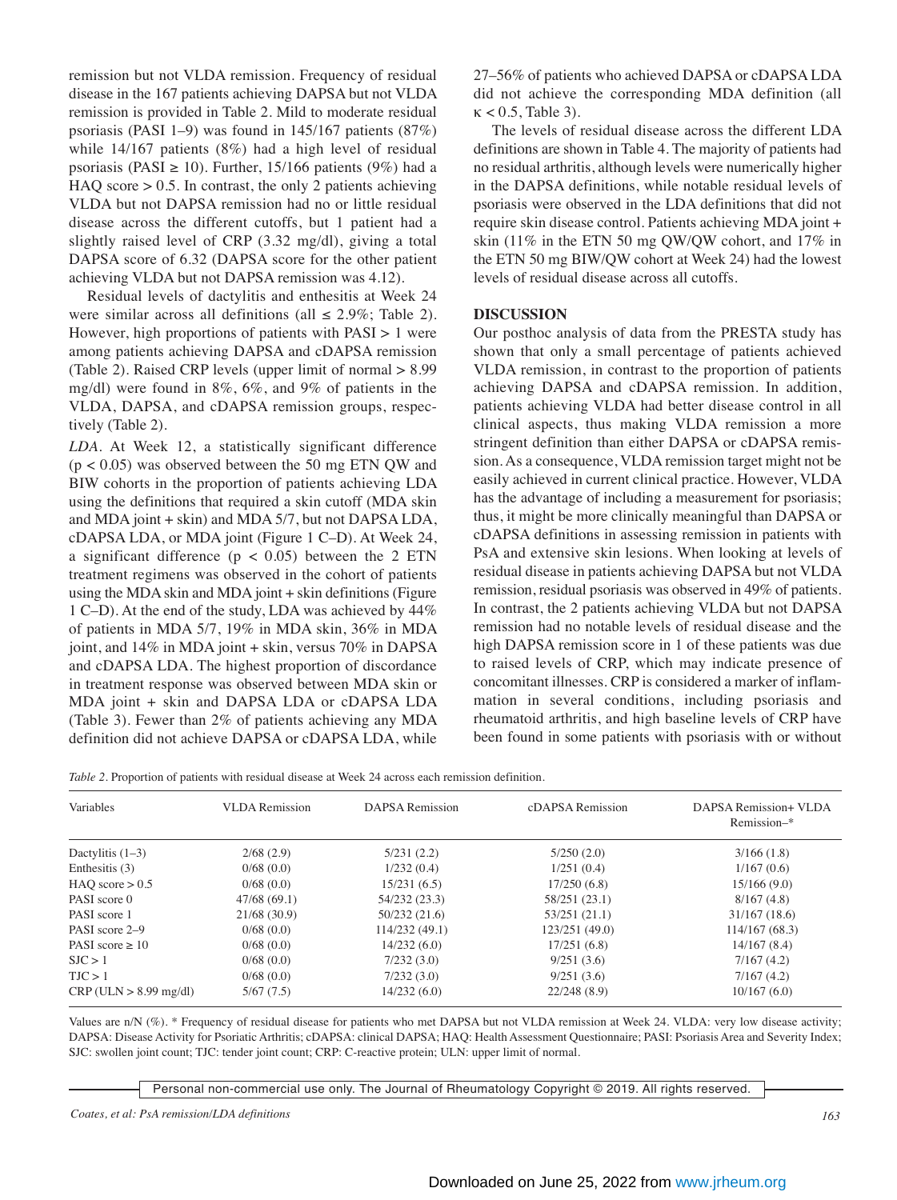remission but not VLDA remission. Frequency of residual disease in the 167 patients achieving DAPSA but not VLDA remission is provided in Table 2. Mild to moderate residual psoriasis (PASI 1–9) was found in 145/167 patients (87%) while 14/167 patients (8%) had a high level of residual psoriasis (PASI ≥ 10). Further, 15/166 patients (9%) had a HAQ score > 0.5. In contrast, the only 2 patients achieving VLDA but not DAPSA remission had no or little residual disease across the different cutoffs, but 1 patient had a slightly raised level of CRP (3.32 mg/dl), giving a total DAPSA score of 6.32 (DAPSA score for the other patient achieving VLDA but not DAPSA remission was 4.12).

Residual levels of dactylitis and enthesitis at Week 24 were similar across all definitions (all ≤ 2.9%; Table 2). However, high proportions of patients with PASI > 1 were among patients achieving DAPSA and cDAPSA remission (Table 2). Raised CRP levels (upper limit of normal > 8.99 mg/dl) were found in 8%, 6%, and 9% of patients in the VLDA, DAPSA, and cDAPSA remission groups, respectively (Table 2).

*LDA.* At Week 12, a statistically significant difference ($p < 0.05$) was observed between the 50 mg ETN QW and BIW cohorts in the proportion of patients achieving LDA using the definitions that required a skin cutoff (MDA skin and MDA joint + skin) and MDA 5/7, but not DAPSA LDA, cDAPSA LDA, or MDA joint (Figure 1 C–D). At Week 24, a significant difference ($p < 0.05$) between the 2 ETN treatment regimens was observed in the cohort of patients using the MDA skin and MDA joint + skin definitions (Figure 1 C–D). At the end of the study, LDA was achieved by 44% of patients in MDA 5/7, 19% in MDA skin, 36% in MDA joint, and 14% in MDA joint + skin, versus 70% in DAPSA and cDAPSA LDA. The highest proportion of discordance in treatment response was observed between MDA skin or MDA joint + skin and DAPSA LDA or cDAPSA LDA (Table 3). Fewer than 2% of patients achieving any MDA definition did not achieve DAPSA or cDAPSA LDA, while 27–56% of patients who achieved DAPSA or cDAPSA LDA did not achieve the corresponding MDA definition (all $\kappa < 0.5$, Table 3).

The levels of residual disease across the different LDA definitions are shown in Table 4. The majority of patients had no residual arthritis, although levels were numerically higher in the DAPSA definitions, while notable residual levels of psoriasis were observed in the LDA definitions that did not require skin disease control. Patients achieving MDA joint + skin (11% in the ETN 50 mg QW/QW cohort, and 17% in the ETN 50 mg BIW/QW cohort at Week 24) had the lowest levels of residual disease across all cutoffs.

## DISCUSSION

Our posthoc analysis of data from the PRESTA study has shown that only a small percentage of patients achieved VLDA remission, in contrast to the proportion of patients achieving DAPSA and cDAPSA remission. In addition, patients achieving VLDA had better disease control in all clinical aspects, thus making VLDA remission a more stringent definition than either DAPSA or cDAPSA remission. As a consequence, VLDA remission target might not be easily achieved in current clinical practice. However, VLDA has the advantage of including a measurement for psoriasis; thus, it might be more clinically meaningful than DAPSA or cDAPSA definitions in assessing remission in patients with PsA and extensive skin lesions. When looking at levels of residual disease in patients achieving DAPSA but not VLDA remission, residual psoriasis was observed in 49% of patients. In contrast, the 2 patients achieving VLDA but not DAPSA remission had no notable levels of residual disease and the high DAPSA remission score in 1 of these patients was due to raised levels of CRP, which may indicate presence of concomitant illnesses. CRP is considered a marker of inflammation in several conditions, including psoriasis and rheumatoid arthritis, and high baseline levels of CRP have been found in some patients with psoriasis with or without

*Table 2.* Proportion of patients with residual disease at Week 24 across each remission definition.

| Variables | VLDA Remission | DAPSA Remission | cDAPSA Remission | DAPSA Remission+ VLDA Remission–* |
|---|---|---|---|---|
| Dactylitis (1–3) | 2/68 (2.9) | 5/231 (2.2) | 5/250 (2.0) | 3/166 (1.8) |
| Enthesitis (3) | 0/68 (0.0) | 1/232 (0.4) | 1/251 (0.4) | 1/167 (0.6) |
| HAQ score > 0.5 | 0/68 (0.0) | 15/231 (6.5) | 17/250 (6.8) | 15/166 (9.0) |
| PASI score 0 | 47/68 (69.1) | 54/232 (23.3) | 58/251 (23.1) | 8/167 (4.8) |
| PASI score 1 | 21/68 (30.9) | 50/232 (21.6) | 53/251 (21.1) | 31/167 (18.6) |
| PASI score 2–9 | 0/68 (0.0) | 114/232 (49.1) | 123/251 (49.0) | 114/167 (68.3) |
| PASI score ≥ 10 | 0/68 (0.0) | 14/232 (6.0) | 17/251 (6.8) | 14/167 (8.4) |
| SJC > 1 | 0/68 (0.0) | 7/232 (3.0) | 9/251 (3.6) | 7/167 (4.2) |
| TJC > 1 | 0/68 (0.0) | 7/232 (3.0) | 9/251 (3.6) | 7/167 (4.2) |
| CRP (ULN > 8.99 mg/dl) | 5/67 (7.5) | 14/232 (6.0) | 22/248 (8.9) | 10/167 (6.0) |

Values are n/N (%). * Frequency of residual disease for patients who met DAPSA but not VLDA remission at Week 24. VLDA: very low disease activity; DAPSA: Disease Activity for Psoriatic Arthritis; cDAPSA: clinical DAPSA; HAQ: Health Assessment Questionnaire; PASI: Psoriasis Area and Severity Index; SJC: swollen joint count; TJC: tender joint count; CRP: C-reactive protein; ULN: upper limit of normal.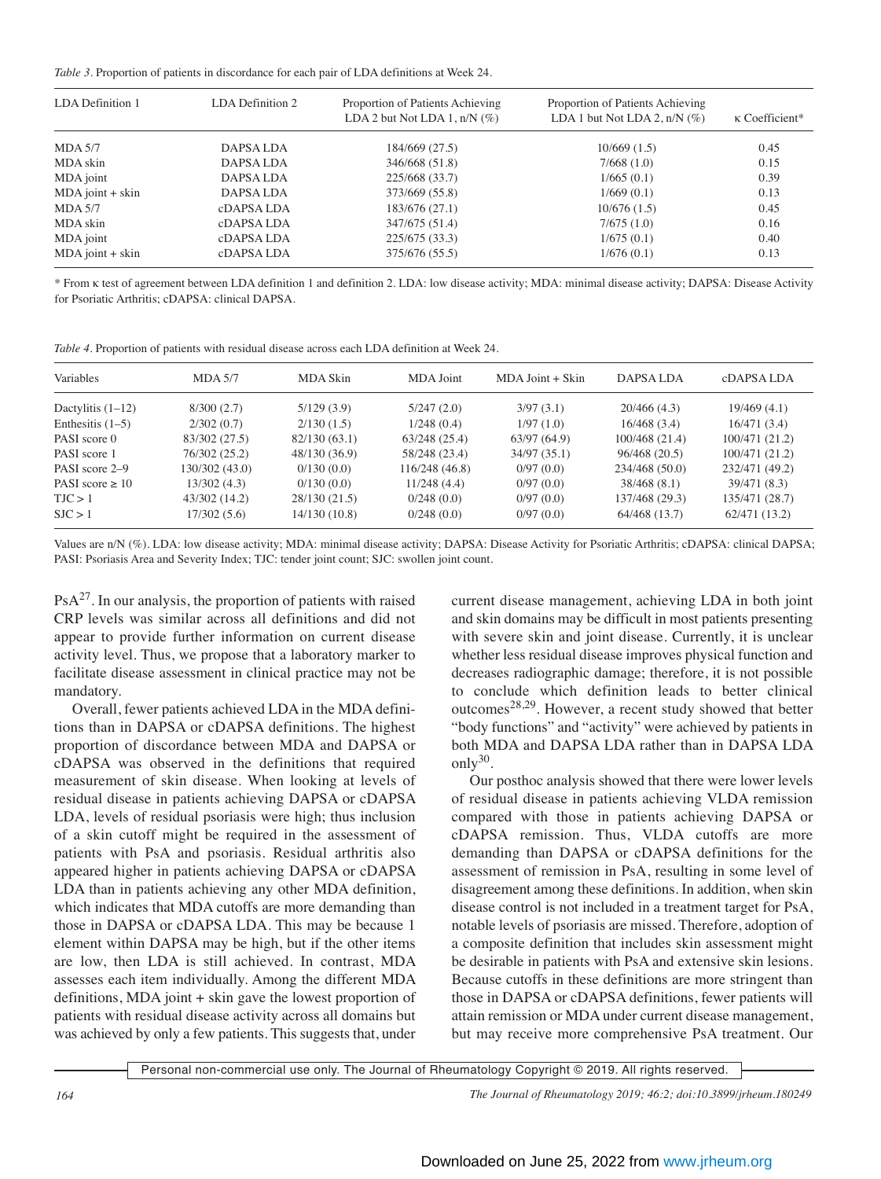*Table 3*. Proportion of patients in discordance for each pair of LDA definitions at Week 24.

| LDA Definition 1 | LDA Definition 2 | Proportion of Patients Achieving LDA 2 but Not LDA 1, n/N (%) | Proportion of Patients Achieving LDA 1 but Not LDA 2, n/N (%) | κ Coefficient* |
|---|---|---|---|---|
| MDA 5/7 | DAPSA LDA | 184/669 (27.5) | 10/669 (1.5) | 0.45 |
| MDA skin | DAPSA LDA | 346/668 (51.8) | 7/668 (1.0) | 0.15 |
| MDA joint | DAPSA LDA | 225/668 (33.7) | 1/665 (0.1) | 0.39 |
| MDA joint + skin | DAPSA LDA | 373/669 (55.8) | 1/669 (0.1) | 0.13 |
| MDA 5/7 | cDAPSA LDA | 183/676 (27.1) | 10/676 (1.5) | 0.45 |
| MDA skin | cDAPSA LDA | 347/675 (51.4) | 7/675 (1.0) | 0.16 |
| MDA joint | cDAPSA LDA | 225/675 (33.3) | 1/675 (0.1) | 0.40 |
| MDA joint + skin | cDAPSA LDA | 375/676 (55.5) | 1/676 (0.1) | 0.13 |

* From κ test of agreement between LDA definition 1 and definition 2. LDA: low disease activity; MDA: minimal disease activity; DAPSA: Disease Activity for Psoriatic Arthritis; cDAPSA: clinical DAPSA.

*Table 4*. Proportion of patients with residual disease across each LDA definition at Week 24.

| Variables | MDA 5/7 | MDA Skin | MDA Joint | MDA Joint + Skin | DAPSA LDA | cDAPSA LDA |
|---|---|---|---|---|---|---|
| Dactylitis (1–12) | 8/300 (2.7) | 5/129 (3.9) | 5/247 (2.0) | 3/97 (3.1) | 20/466 (4.3) | 19/469 (4.1) |
| Enthesitis (1–5) | 2/302 (0.7) | 2/130 (1.5) | 1/248 (0.4) | 1/97 (1.0) | 16/468 (3.4) | 16/471 (3.4) |
| PASI score 0 | 83/302 (27.5) | 82/130 (63.1) | 63/248 (25.4) | 63/97 (64.9) | 100/468 (21.4) | 100/471 (21.2) |
| PASI score 1 | 76/302 (25.2) | 48/130 (36.9) | 58/248 (23.4) | 34/97 (35.1) | 96/468 (20.5) | 100/471 (21.2) |
| PASI score 2–9 | 130/302 (43.0) | 0/130 (0.0) | 116/248 (46.8) | 0/97 (0.0) | 234/468 (50.0) | 232/471 (49.2) |
| PASI score ≥ 10 | 13/302 (4.3) | 0/130 (0.0) | 11/248 (4.4) | 0/97 (0.0) | 38/468 (8.1) | 39/471 (8.3) |
| TJC > 1 | 43/302 (14.2) | 28/130 (21.5) | 0/248 (0.0) | 0/97 (0.0) | 137/468 (29.3) | 135/471 (28.7) |
| SJC > 1 | 17/302 (5.6) | 14/130 (10.8) | 0/248 (0.0) | 0/97 (0.0) | 64/468 (13.7) | 62/471 (13.2) |

Values are n/N (%). LDA: low disease activity; MDA: minimal disease activity; DAPSA: Disease Activity for Psoriatic Arthritis; cDAPSA: clinical DAPSA; PASI: Psoriasis Area and Severity Index; TJC: tender joint count; SJC: swollen joint count.

PsA[27]. In our analysis, the proportion of patients with raised CRP levels was similar across all definitions and did not appear to provide further information on current disease activity level. Thus, we propose that a laboratory marker to facilitate disease assessment in clinical practice may not be mandatory.

Overall, fewer patients achieved LDA in the MDA definitions than in DAPSA or cDAPSA definitions. The highest proportion of discordance between MDA and DAPSA or cDAPSA was observed in the definitions that required measurement of skin disease. When looking at levels of residual disease in patients achieving DAPSA or cDAPSA LDA, levels of residual psoriasis were high; thus inclusion of a skin cutoff might be required in the assessment of patients with PsA and psoriasis. Residual arthritis also appeared higher in patients achieving DAPSA or cDAPSA LDA than in patients achieving any other MDA definition, which indicates that MDA cutoffs are more demanding than those in DAPSA or cDAPSA LDA. This may be because 1 element within DAPSA may be high, but if the other items are low, then LDA is still achieved. In contrast, MDA assesses each item individually. Among the different MDA definitions, MDA joint + skin gave the lowest proportion of patients with residual disease activity across all domains but was achieved by only a few patients. This suggests that, under current disease management, achieving LDA in both joint and skin domains may be difficult in most patients presenting with severe skin and joint disease. Currently, it is unclear whether less residual disease improves physical function and decreases radiographic damage; therefore, it is not possible to conclude which definition leads to better clinical outcomes[28,29]. However, a recent study showed that better "body functions" and "activity" were achieved by patients in both MDA and DAPSA LDA rather than in DAPSA LDA only[30].

Our posthoc analysis showed that there were lower levels of residual disease in patients achieving VLDA remission compared with those in patients achieving DAPSA or cDAPSA remission. Thus, VLDA cutoffs are more demanding than DAPSA or cDAPSA definitions for the assessment of remission in PsA, resulting in some level of disagreement among these definitions. In addition, when skin disease control is not included in a treatment target for PsA, notable levels of psoriasis are missed. Therefore, adoption of a composite definition that includes skin assessment might be desirable in patients with PsA and extensive skin lesions. Because cutoffs in these definitions are more stringent than those in DAPSA or cDAPSA definitions, fewer patients will attain remission or MDA under current disease management, but may receive more comprehensive PsA treatment. Our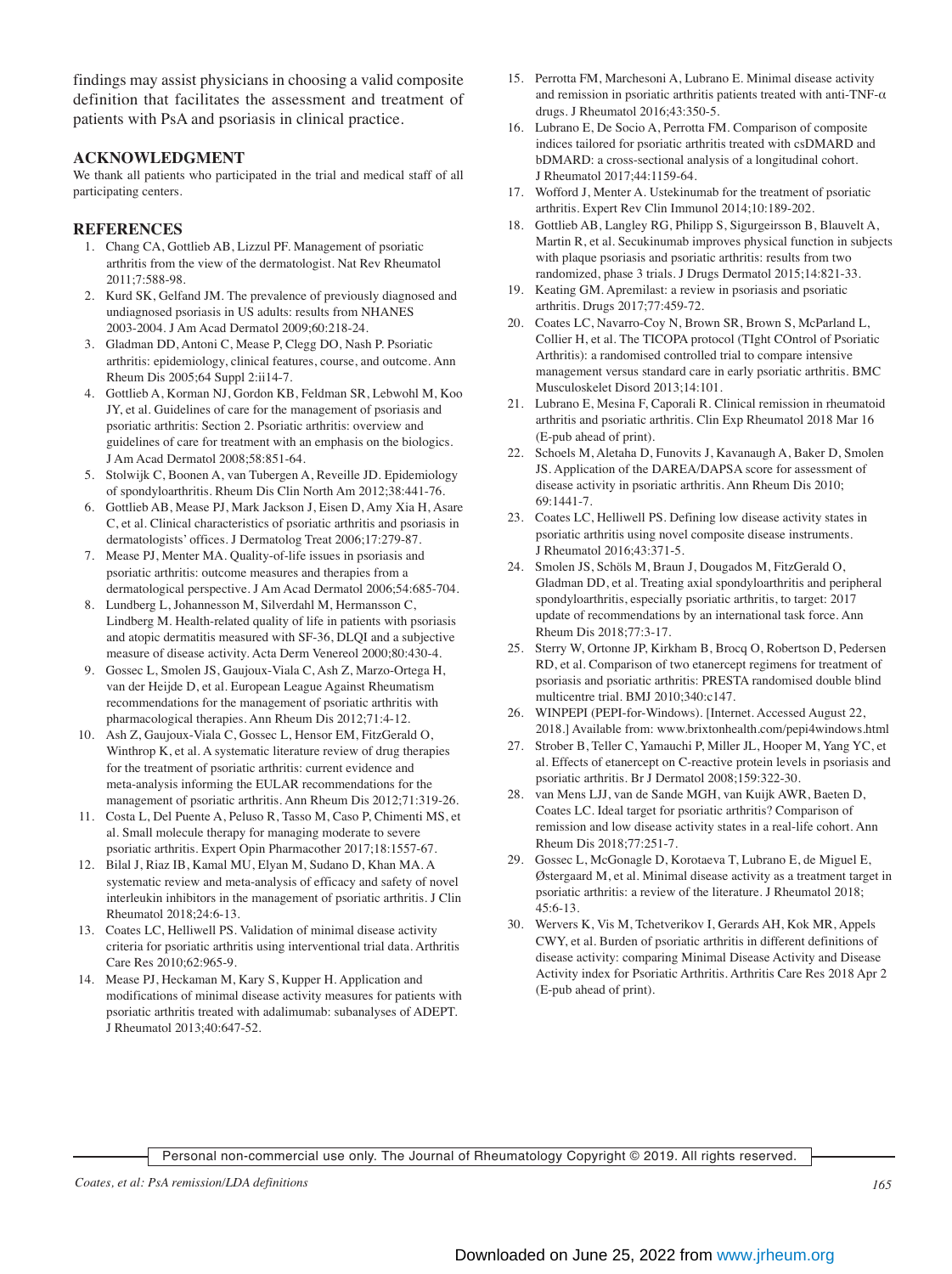findings may assist physicians in choosing a valid composite definition that facilitates the assessment and treatment of patients with PsA and psoriasis in clinical practice.

## ACKNOWLEDGMENT

We thank all patients who participated in the trial and medical staff of all participating centers.

## REFERENCES

1. Chang CA, Gottlieb AB, Lizzul PF. Management of psoriatic arthritis from the view of the dermatologist. Nat Rev Rheumatol 2011;7:588-98.
2. Kurd SK, Gelfand JM. The prevalence of previously diagnosed and undiagnosed psoriasis in US adults: results from NHANES 2003-2004. J Am Acad Dermatol 2009;60:218-24.
3. Gladman DD, Antoni C, Mease P, Clegg DO, Nash P. Psoriatic arthritis: epidemiology, clinical features, course, and outcome. Ann Rheum Dis 2005;64 Suppl 2:ii14-7.
4. Gottlieb A, Korman NJ, Gordon KB, Feldman SR, Lebwohl M, Koo JY, et al. Guidelines of care for the management of psoriasis and psoriatic arthritis: Section 2. Psoriatic arthritis: overview and guidelines of care for treatment with an emphasis on the biologics. J Am Acad Dermatol 2008;58:851-64.
5. Stolwijk C, Boonen A, van Tubergen A, Reveille JD. Epidemiology of spondyloarthritis. Rheum Dis Clin North Am 2012;38:441-76.
6. Gottlieb AB, Mease PJ, Mark Jackson J, Eisen D, Amy Xia H, Asare C, et al. Clinical characteristics of psoriatic arthritis and psoriasis in dermatologists' offices. J Dermatolog Treat 2006;17:279-87.
7. Mease PJ, Menter MA. Quality-of-life issues in psoriasis and psoriatic arthritis: outcome measures and therapies from a dermatological perspective. J Am Acad Dermatol 2006;54:685-704.
8. Lundberg L, Johannesson M, Silverdahl M, Hermansson C, Lindberg M. Health-related quality of life in patients with psoriasis and atopic dermatitis measured with SF-36, DLQI and a subjective measure of disease activity. Acta Derm Venereol 2000;80:430-4.
9. Gossec L, Smolen JS, Gaujoux-Viala C, Ash Z, Marzo-Ortega H, van der Heijde D, et al. European League Against Rheumatism recommendations for the management of psoriatic arthritis with pharmacological therapies. Ann Rheum Dis 2012;71:4-12.
10. Ash Z, Gaujoux-Viala C, Gossec L, Hensor EM, FitzGerald O, Winthrop K, et al. A systematic literature review of drug therapies for the treatment of psoriatic arthritis: current evidence and meta-analysis informing the EULAR recommendations for the management of psoriatic arthritis. Ann Rheum Dis 2012;71:319-26.
11. Costa L, Del Puente A, Peluso R, Tasso M, Caso P, Chimenti MS, et al. Small molecule therapy for managing moderate to severe psoriatic arthritis. Expert Opin Pharmacother 2017;18:1557-67.
12. Bilal J, Riaz IB, Kamal MU, Elyan M, Sudano D, Khan MA. A systematic review and meta-analysis of efficacy and safety of novel interleukin inhibitors in the management of psoriatic arthritis. J Clin Rheumatol 2018;24:6-13.
13. Coates LC, Helliwell PS. Validation of minimal disease activity criteria for psoriatic arthritis using interventional trial data. Arthritis Care Res 2010;62:965-9.
14. Mease PJ, Heckaman M, Kary S, Kupper H. Application and modifications of minimal disease activity measures for patients with psoriatic arthritis treated with adalimumab: subanalyses of ADEPT. J Rheumatol 2013;40:647-52.
15. Perrotta FM, Marchesoni A, Lubrano E. Minimal disease activity and remission in psoriatic arthritis patients treated with anti-TNF-α drugs. J Rheumatol 2016;43:350-5.
16. Lubrano E, De Socio A, Perrotta FM. Comparison of composite indices tailored for psoriatic arthritis treated with csDMARD and bDMARD: a cross-sectional analysis of a longitudinal cohort. J Rheumatol 2017;44:1159-64.
17. Wofford J, Menter A. Ustekinumab for the treatment of psoriatic arthritis. Expert Rev Clin Immunol 2014;10:189-202.
18. Gottlieb AB, Langley RG, Philipp S, Sigurgeirsson B, Blauvelt A, Martin R, et al. Secukinumab improves physical function in subjects with plaque psoriasis and psoriatic arthritis: results from two randomized, phase 3 trials. J Drugs Dermatol 2015;14:821-33.
19. Keating GM. Apremilast: a review in psoriasis and psoriatic arthritis. Drugs 2017;77:459-72.
20. Coates LC, Navarro-Coy N, Brown SR, Brown S, McParland L, Collier H, et al. The TICOPA protocol (TIght COntrol of Psoriatic Arthritis): a randomised controlled trial to compare intensive management versus standard care in early psoriatic arthritis. BMC Musculoskelet Disord 2013;14:101.
21. Lubrano E, Mesina F, Caporali R. Clinical remission in rheumatoid arthritis and psoriatic arthritis. Clin Exp Rheumatol 2018 Mar 16 (E-pub ahead of print).
22. Schoels M, Aletaha D, Funovits J, Kavanaugh A, Baker D, Smolen JS. Application of the DAREA/DAPSA score for assessment of disease activity in psoriatic arthritis. Ann Rheum Dis 2010; 69:1441-7.
23. Coates LC, Helliwell PS. Defining low disease activity states in psoriatic arthritis using novel composite disease instruments. J Rheumatol 2016;43:371-5.
24. Smolen JS, Schöls M, Braun J, Dougados M, FitzGerald O, Gladman DD, et al. Treating axial spondyloarthritis and peripheral spondyloarthritis, especially psoriatic arthritis, to target: 2017 update of recommendations by an international task force. Ann Rheum Dis 2018;77:3-17.
25. Sterry W, Ortonne JP, Kirkham B, Brocq O, Robertson D, Pedersen RD, et al. Comparison of two etanercept regimens for treatment of psoriasis and psoriatic arthritis: PRESTA randomised double blind multicentre trial. BMJ 2010;340:c147.
26. WINPEPI (PEPI-for-Windows). [Internet. Accessed August 22, 2018.] Available from: www.brixtonhealth.com/pepi4windows.html
27. Strober B, Teller C, Yamauchi P, Miller JL, Hooper M, Yang YC, et al. Effects of etanercept on C-reactive protein levels in psoriasis and psoriatic arthritis. Br J Dermatol 2008;159:322-30.
28. van Mens LJJ, van de Sande MGH, van Kuijk AWR, Baeten D, Coates LC. Ideal target for psoriatic arthritis? Comparison of remission and low disease activity states in a real-life cohort. Ann Rheum Dis 2018;77:251-7.
29. Gossec L, McGonagle D, Korotaeva T, Lubrano E, de Miguel E, Østergaard M, et al. Minimal disease activity as a treatment target in psoriatic arthritis: a review of the literature. J Rheumatol 2018; 45:6-13.
30. Wervers K, Vis M, Tchetverikov I, Gerards AH, Kok MR, Appels CWY, et al. Burden of psoriatic arthritis in different definitions of disease activity: comparing Minimal Disease Activity and Disease Activity index for Psoriatic Arthritis. Arthritis Care Res 2018 Apr 2 (E-pub ahead of print).